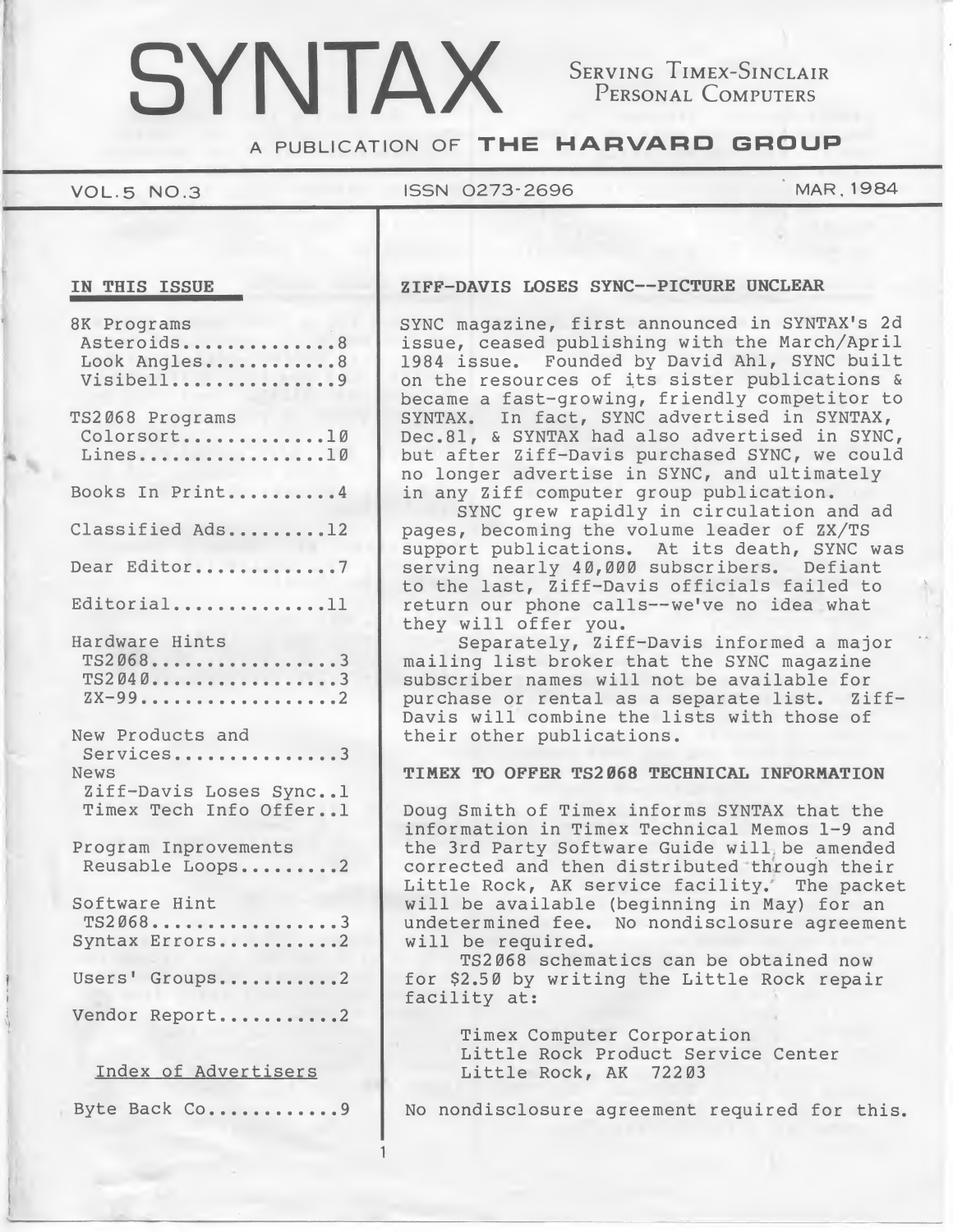# SYNTAX

SERVING TIMEX-SINCLAIR PERSONAL COMPUTERS

A PUBLICATION OF **THE HARVARD GROUP**

VOL.5 NO.3 | ISSN 0273-2696 | MAR. 1984

## IN THIS ISSUE

8K Programs
- Asteroids..............8
- Look Angles............8
- Visibell...............9

TS2068 Programs
- Colorsort.............10
- Lines.................10

Books In Print..........4

Classified Ads.........12

Dear Editor.............7

Editorial..............11

Hardware Hints
- TS2068.................3
- TS2040.................3
- ZX-99..................2

New Products and Services...............3

News
- Ziff-Davis Loses Sync..1
- Timex Tech Info Offer..1

Program Inprovements
- Reusable Loops.........2

Software Hint
- TS2068.................3

Syntax Errors...........2

Users' Groups...........2

Vendor Report...........2

### Index of Advertisers

Byte Back Co............9

## ZIFF-DAVIS LOSES SYNC--PICTURE UNCLEAR

SYNC magazine, first announced in SYNTAX's 2d issue, ceased publishing with the March/April 1984 issue. Founded by David Ahl, SYNC built on the resources of its sister publications & became a fast-growing, friendly competitor to SYNTAX. In fact, SYNC advertised in SYNTAX, Dec.81, & SYNTAX had also advertised in SYNC, but after Ziff-Davis purchased SYNC, we could no longer advertise in SYNC, and ultimately in any Ziff computer group publication.

SYNC grew rapidly in circulation and ad pages, becoming the volume leader of ZX/TS support publications. At its death, SYNC was serving nearly 40,000 subscribers. Defiant to the last, Ziff-Davis officials failed to return our phone calls--we've no idea what they will offer you.

Separately, Ziff-Davis informed a major mailing list broker that the SYNC magazine subscriber names will not be available for purchase or rental as a separate list. Ziff-Davis will combine the lists with those of their other publications.

## TIMEX TO OFFER TS2068 TECHNICAL INFORMATION

Doug Smith of Timex informs SYNTAX that the information in Timex Technical Memos 1-9 and the 3rd Party Software Guide will be amended corrected and then distributed through their Little Rock, AK service facility. The packet will be available (beginning in May) for an undetermined fee. No nondisclosure agreement will be required.

TS2068 schematics can be obtained now for $2.50 by writing the Little Rock repair facility at:

Timex Computer Corporation
Little Rock Product Service Center
Little Rock, AK 72203

No nondisclosure agreement required for this.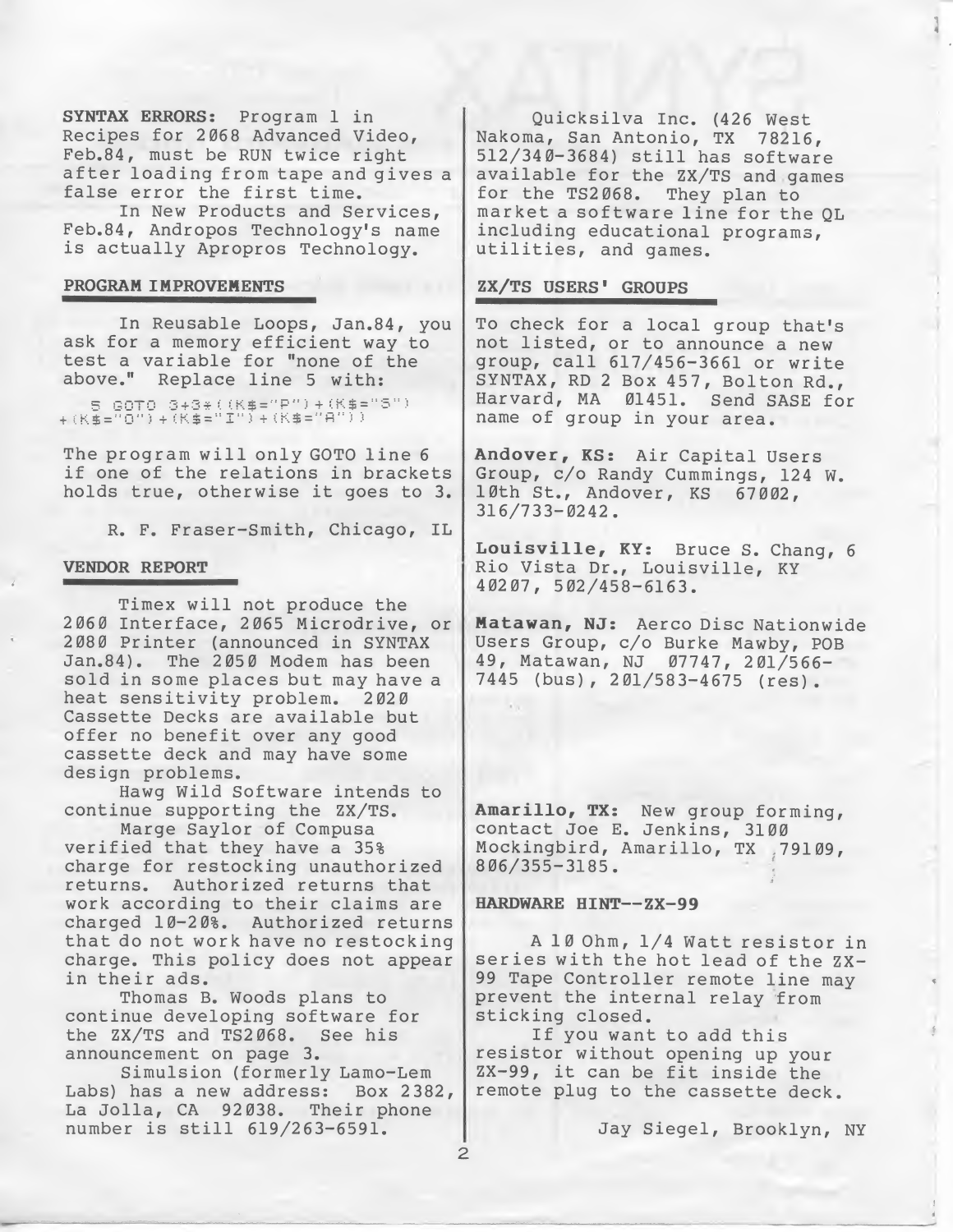**SYNTAX ERRORS:** Program 1 in Recipes for 2068 Advanced Video, Feb.84, must be RUN twice right after loading from tape and gives a false error the first time.

In New Products and Services, Feb.84, Andropos Technology's name is actually Apropros Technology.

## PROGRAM IMPROVEMENTS

In Reusable Loops, Jan.84, you ask for a memory efficient way to test a variable for "none of the above." Replace line 5 with:

```
5 GOTO 3+3*((K$="P")+(K$="S")
+(K$="O")+(K$="I")+(K$="A"))
```

The program will only GOTO line 6 if one of the relations in brackets holds true, otherwise it goes to 3.

R. F. Fraser-Smith, Chicago, IL

## VENDOR REPORT

Timex will not produce the 2060 Interface, 2065 Microdrive, or 2080 Printer (announced in SYNTAX Jan.84). The 2050 Modem has been sold in some places but may have a heat sensitivity problem. 2020 Cassette Decks are available but offer no benefit over any good cassette deck and may have some design problems.

Hawg Wild Software intends to continue supporting the ZX/TS.

Marge Saylor of Compusa verified that they have a 35% charge for restocking unauthorized returns. Authorized returns that work according to their claims are charged 10-20%. Authorized returns that do not work have no restocking charge. This policy does not appear in their ads.

Thomas B. Woods plans to continue developing software for the ZX/TS and TS2068. See his announcement on page 3.

Simulsion (formerly Lamo-Lem Labs) has a new address: Box 2382, La Jolla, CA 92038. Their phone number is still 619/263-6591.

Quicksilva Inc. (426 West Nakoma, San Antonio, TX 78216, 512/340-3684) still has software available for the ZX/TS and games for the TS2068. They plan to market a software line for the QL including educational programs, utilities, and games.

## ZX/TS USERS' GROUPS

To check for a local group that's not listed, or to announce a new group, call 617/456-3661 or write SYNTAX, RD 2 Box 457, Bolton Rd., Harvard, MA 01451. Send SASE for name of group in your area.

**Andover, KS:** Air Capital Users Group, c/o Randy Cummings, 124 W. 10th St., Andover, KS 67002, 316/733-0242.

**Louisville, KY:** Bruce S. Chang, 6 Rio Vista Dr., Louisville, KY 40207, 502/458-6163.

**Matawan, NJ:** Aerco Disc Nationwide Users Group, c/o Burke Mawby, POB 49, Matawan, NJ 07747, 201/566-7445 (bus), 201/583-4675 (res).

**Amarillo, TX:** New group forming, contact Joe E. Jenkins, 3100 Mockingbird, Amarillo, TX 79109, 806/355-3185.

## HARDWARE HINT--ZX-99

A 10 Ohm, 1/4 Watt resistor in series with the hot lead of the ZX-99 Tape Controller remote line may prevent the internal relay from sticking closed.

If you want to add this resistor without opening up your ZX-99, it can be fit inside the remote plug to the cassette deck.

Jay Siegel, Brooklyn, NY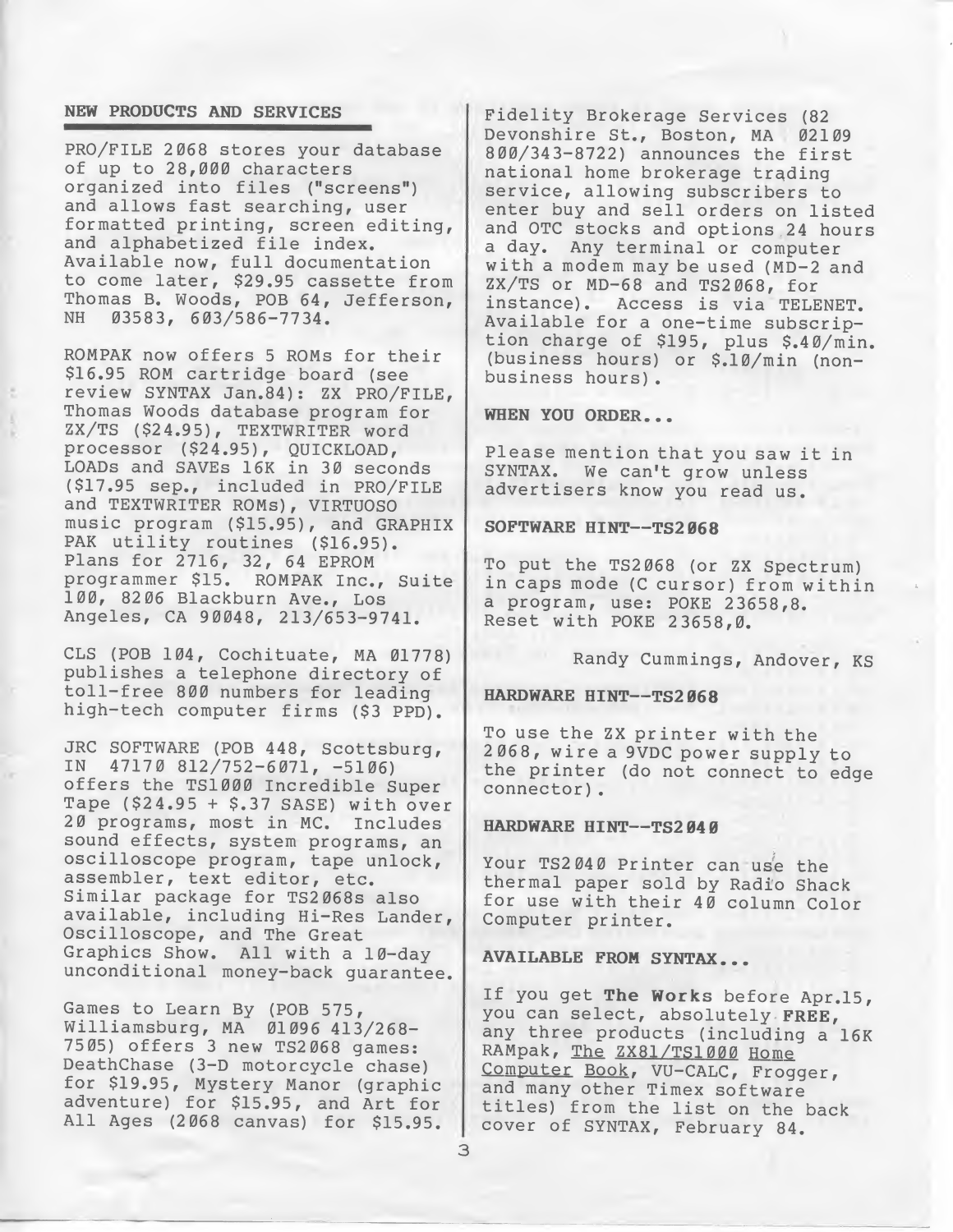## NEW PRODUCTS AND SERVICES

PRO/FILE 2068 stores your database of up to 28,000 characters organized into files ("screens") and allows fast searching, user formatted printing, screen editing, and alphabetized file index. Available now, full documentation to come later, $29.95 cassette from Thomas B. Woods, POB 64, Jefferson, NH 03583, 603/586-7734.

ROMPAK now offers 5 ROMs for their $16.95 ROM cartridge board (see review SYNTAX Jan.84): ZX PRO/FILE, Thomas Woods database program for ZX/TS ($24.95), TEXTWRITER word processor ($24.95), QUICKLOAD, LOADs and SAVEs 16K in 30 seconds ($17.95 sep., included in PRO/FILE and TEXTWRITER ROMs), VIRTUOSO music program ($15.95), and GRAPHIX PAK utility routines ($16.95). Plans for 2716, 32, 64 EPROM programmer $15. ROMPAK Inc., Suite 100, 8206 Blackburn Ave., Los Angeles, CA 90048, 213/653-9741.

CLS (POB 104, Cochituate, MA 01778) publishes a telephone directory of toll-free 800 numbers for leading high-tech computer firms ($3 PPD).

JRC SOFTWARE (POB 448, Scottsburg, IN 47170 812/752-6071, -5106) offers the TS1000 Incredible Super Tape ($24.95 + $.37 SASE) with over 20 programs, most in MC. Includes sound effects, system programs, an oscilloscope program, tape unlock, assembler, text editor, etc. Similar package for TS2068s also available, including Hi-Res Lander, Oscilloscope, and The Great Graphics Show. All with a 10-day unconditional money-back guarantee.

Games to Learn By (POB 575, Williamsburg, MA 01096 413/268-7505) offers 3 new TS2068 games: DeathChase (3-D motorcycle chase) for $19.95, Mystery Manor (graphic adventure) for $15.95, and Art for All Ages (2068 canvas) for $15.95.

Fidelity Brokerage Services (82 Devonshire St., Boston, MA 02109 800/343-8722) announces the first national home brokerage trading service, allowing subscribers to enter buy and sell orders on listed and OTC stocks and options 24 hours a day. Any terminal or computer with a modem may be used (MD-2 and ZX/TS or MD-68 and TS2068, for instance). Access is via TELENET. Available for a one-time subscription charge of $195, plus $.40/min. (business hours) or $.10/min (non-business hours).

### WHEN YOU ORDER...

Please mention that you saw it in SYNTAX. We can't grow unless advertisers know you read us.

### SOFTWARE HINT--TS2068

To put the TS2068 (or ZX Spectrum) in caps mode (C cursor) from within a program, use: POKE 23658,8. Reset with POKE 23658,0.

Randy Cummings, Andover, KS

### HARDWARE HINT--TS2068

To use the ZX printer with the 2068, wire a 9VDC power supply to the printer (do not connect to edge connector).

### HARDWARE HINT--TS2040

Your TS2040 Printer can use the thermal paper sold by Radio Shack for use with their 40 column Color Computer printer.

### AVAILABLE FROM SYNTAX...

If you get **The Works** before Apr.15, you can select, absolutely **FREE**, any three products (including a 16K RAMpak, The ZX81/TS1000 Home Computer Book, VU-CALC, Frogger, and many other Timex software titles) from the list on the back cover of SYNTAX, February 84.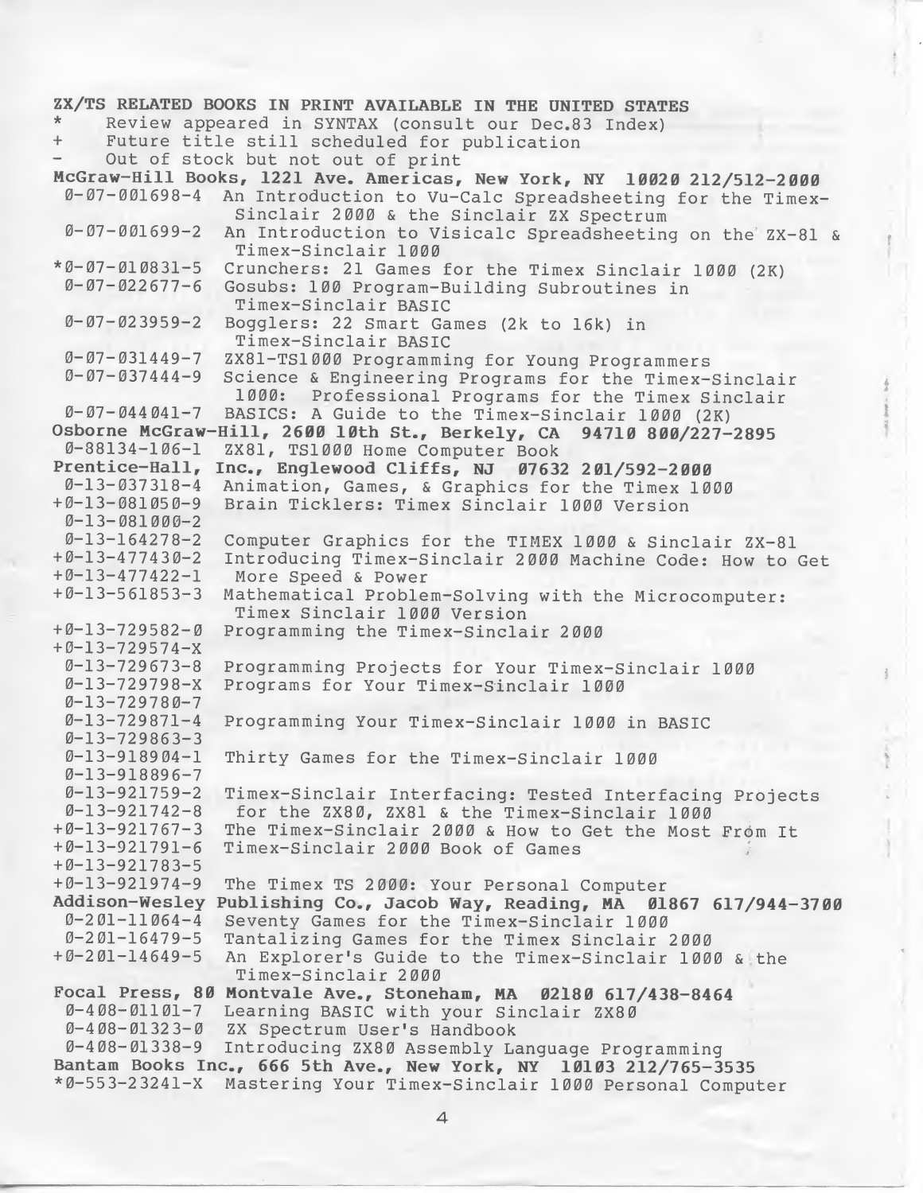**ZX/TS RELATED BOOKS IN PRINT AVAILABLE IN THE UNITED STATES**

\* Review appeared in SYNTAX (consult our Dec.83 Index)
\+ Future title still scheduled for publication
\- Out of stock but not out of print

**McGraw-Hill Books, 1221 Ave. Americas, New York, NY 10020 212/512-2000**

- 0-07-001698-4 An Introduction to Vu-Calc Spreadsheeting for the Timex-Sinclair 2000 & the Sinclair ZX Spectrum
- 0-07-001699-2 An Introduction to Visicalc Spreadsheeting on the ZX-81 & Timex-Sinclair 1000
- *0-07-010831-5 Crunchers: 21 Games for the Timex Sinclair 1000 (2K)
- 0-07-022677-6 Gosubs: 100 Program-Building Subroutines in Timex-Sinclair BASIC
- 0-07-023959-2 Bogglers: 22 Smart Games (2k to 16k) in Timex-Sinclair BASIC
- 0-07-031449-7 ZX81-TS1000 Programming for Young Programmers
- 0-07-037444-9 Science & Engineering Programs for the Timex-Sinclair 1000: Professional Programs for the Timex Sinclair
- 0-07-044041-7 BASICS: A Guide to the Timex-Sinclair 1000 (2K)

**Osborne McGraw-Hill, 2600 10th St., Berkely, CA 94710 800/227-2895**

- 0-88134-106-1 ZX81, TS1000 Home Computer Book

**Prentice-Hall, Inc., Englewood Cliffs, NJ 07632 201/592-2000**

- 0-13-037318-4 Animation, Games, & Graphics for the Timex 1000
- +0-13-081050-9 Brain Ticklers: Timex Sinclair 1000 Version
- 0-13-081000-2
- 0-13-164278-2 Computer Graphics for the TIMEX 1000 & Sinclair ZX-81
- +0-13-477430-2 Introducing Timex-Sinclair 2000 Machine Code: How to Get
- +0-13-477422-1 More Speed & Power
- +0-13-561853-3 Mathematical Problem-Solving with the Microcomputer: Timex Sinclair 1000 Version
- +0-13-729582-0 Programming the Timex-Sinclair 2000
- +0-13-729574-X
- 0-13-729673-8 Programming Projects for Your Timex-Sinclair 1000
- 0-13-729798-X Programs for Your Timex-Sinclair 1000
- 0-13-729780-7
- 0-13-729871-4 Programming Your Timex-Sinclair 1000 in BASIC
- 0-13-729863-3
- 0-13-918904-1 Thirty Games for the Timex-Sinclair 1000
- 0-13-918896-7
- 0-13-921759-2 Timex-Sinclair Interfacing: Tested Interfacing Projects
- 0-13-921742-8 for the ZX80, ZX81 & the Timex-Sinclair 1000
- +0-13-921767-3 The Timex-Sinclair 2000 & How to Get the Most From It
- +0-13-921791-6 Timex-Sinclair 2000 Book of Games
- +0-13-921783-5
- +0-13-921974-9 The Timex TS 2000: Your Personal Computer

**Addison-Wesley Publishing Co., Jacob Way, Reading, MA 01867 617/944-3700**

- 0-201-11064-4 Seventy Games for the Timex-Sinclair 1000
- 0-201-16479-5 Tantalizing Games for the Timex Sinclair 2000
- +0-201-14649-5 An Explorer's Guide to the Timex-Sinclair 1000 & the Timex-Sinclair 2000

**Focal Press, 80 Montvale Ave., Stoneham, MA 02180 617/438-8464**

- 0-408-01101-7 Learning BASIC with your Sinclair ZX80
- 0-408-01323-0 ZX Spectrum User's Handbook
- 0-408-01338-9 Introducing ZX80 Assembly Language Programming

**Bantam Books Inc., 666 5th Ave., New York, NY 10103 212/765-3535**

- *0-553-23241-X Mastering Your Timex-Sinclair 1000 Personal Computer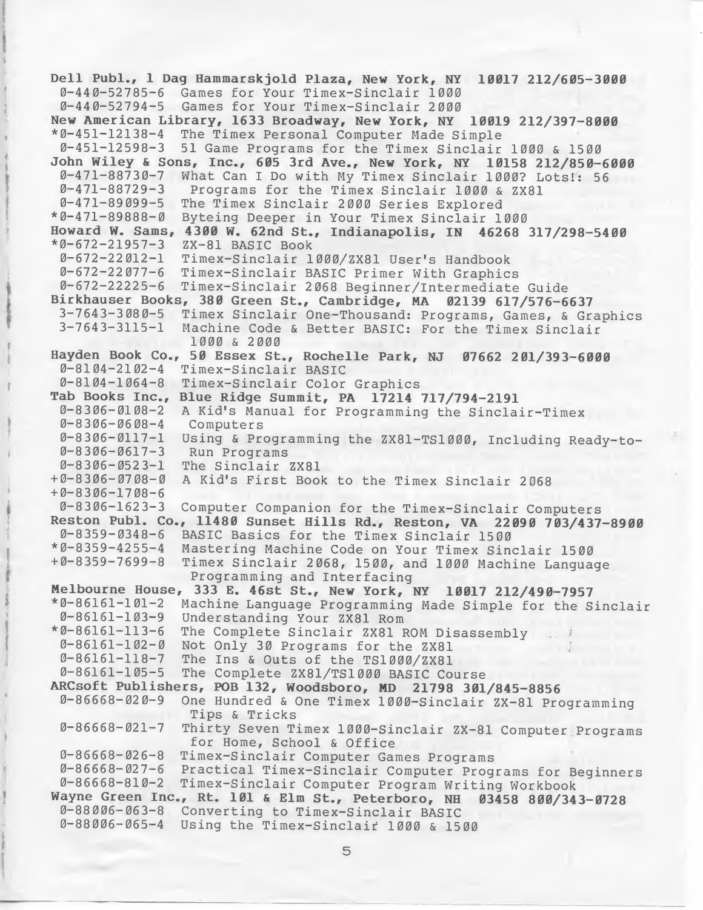**Dell Publ., 1 Dag Hammarskjold Plaza, New York, NY 10017 212/605-3000**

0-440-52785-6 Games for Your Timex-Sinclair 1000
0-440-52794-5 Games for Your Timex-Sinclair 2000

**New American Library, 1633 Broadway, New York, NY 10019 212/397-8000**

*0-451-12138-4 The Timex Personal Computer Made Simple
0-451-12598-3 51 Game Programs for the Timex Sinclair 1000 & 1500

**John Wiley & Sons, Inc., 605 3rd Ave., New York, NY 10158 212/850-6000**

0-471-88730-7 What Can I Do with My Timex Sinclair 1000? Lots!: 56
0-471-88729-3 Programs for the Timex Sinclair 1000 & ZX81
0-471-89099-5 The Timex Sinclair 2000 Series Explored
*0-471-89888-0 Byteing Deeper in Your Timex Sinclair 1000

**Howard W. Sams, 4300 W. 62nd St., Indianapolis, IN 46268 317/298-5400**

*0-672-21957-3 ZX-81 BASIC Book
0-672-22012-1 Timex-Sinclair 1000/ZX81 User's Handbook
0-672-22077-6 Timex-Sinclair BASIC Primer With Graphics
0-672-22225-6 Timex-Sinclair 2068 Beginner/Intermediate Guide

**Birkhauser Books, 380 Green St., Cambridge, MA 02139 617/576-6637**

3-7643-3080-5 Timex Sinclair One-Thousand: Programs, Games, & Graphics
3-7643-3115-1 Machine Code & Better BASIC: For the Timex Sinclair 1000 & 2000

**Hayden Book Co., 50 Essex St., Rochelle Park, NJ 07662 201/393-6000**

0-8104-2102-4 Timex-Sinclair BASIC
0-8104-1064-8 Timex-Sinclair Color Graphics

**Tab Books Inc., Blue Ridge Summit, PA 17214 717/794-2191**

0-8306-0108-2 A Kid's Manual for Programming the Sinclair-Timex
0-8306-0608-4 Computers
0-8306-0117-1 Using & Programming the ZX81-TS1000, Including Ready-to-
0-8306-0617-3 Run Programs
0-8306-0523-1 The Sinclair ZX81
+0-8306-0708-0 A Kid's First Book to the Timex Sinclair 2068
+0-8306-1708-6
0-8306-1623-3 Computer Companion for the Timex-Sinclair Computers

**Reston Publ. Co., 11480 Sunset Hills Rd., Reston, VA 22090 703/437-8900**

0-8359-0348-6 BASIC Basics for the Timex Sinclair 1500
*0-8359-4255-4 Mastering Machine Code on Your Timex Sinclair 1500
+0-8359-7699-8 Timex Sinclair 2068, 1500, and 1000 Machine Language Programming and Interfacing

**Melbourne House, 333 E. 46st St., New York, NY 10017 212/490-7957**

*0-86161-101-2 Machine Language Programming Made Simple for the Sinclair
0-86161-103-9 Understanding Your ZX81 Rom
*0-86161-113-6 The Complete Sinclair ZX81 ROM Disassembly
0-86161-102-0 Not Only 30 Programs for the ZX81
0-86161-118-7 The Ins & Outs of the TS1000/ZX81
0-86161-105-5 The Complete ZX81/TS1000 BASIC Course

**ARCsoft Publishers, POB 132, Woodsboro, MD 21798 301/845-8856**

0-86668-020-9 One Hundred & One Timex 1000-Sinclair ZX-81 Programming Tips & Tricks
0-86668-021-7 Thirty Seven Timex 1000-Sinclair ZX-81 Computer Programs for Home, School & Office
0-86668-026-8 Timex-Sinclair Computer Games Programs
0-86668-027-6 Practical Timex-Sinclair Computer Programs for Beginners
0-86668-810-2 Timex-Sinclair Computer Program Writing Workbook

**Wayne Green Inc., Rt. 101 & Elm St., Peterboro, NH 03458 800/343-0728**

0-88006-063-8 Converting to Timex-Sinclair BASIC
0-88006-065-4 Using the Timex-Sinclair 1000 & 1500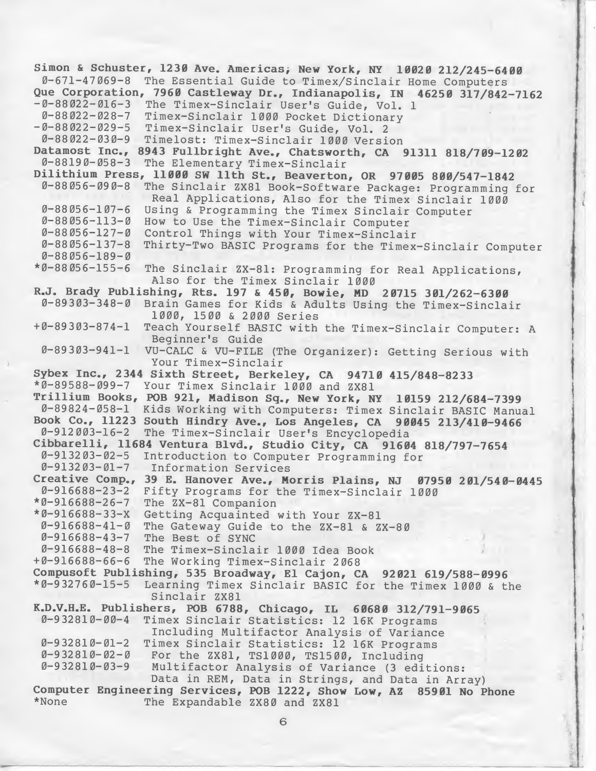**Simon & Schuster, 1230 Ave. Americas, New York, NY 10020 212/245-6400**
 0-671-47069-8 The Essential Guide to Timex/Sinclair Home Computers
**Que Corporation, 7960 Castleway Dr., Indianapolis, IN 46250 317/842-7162**
-0-88022-016-3 The Timex-Sinclair User's Guide, Vol. 1
 0-88022-028-7 Timex-Sinclair 1000 Pocket Dictionary
-0-88022-029-5 Timex-Sinclair User's Guide, Vol. 2
 0-88022-030-9 Timelost: Timex-Sinclair 1000 Version
**Datamost Inc., 8943 Fullbright Ave., Chatsworth, CA 91311 818/709-1202**
 0-88190-058-3 The Elementary Timex-Sinclair
**Dilithium Press, 11000 SW 11th St., Beaverton, OR 97005 800/547-1842**
 0-88056-090-8 The Sinclair ZX81 Book-Software Package: Programming for Real Applications, Also for the Timex Sinclair 1000
 0-88056-107-6 Using & Programming the Timex Sinclair Computer
 0-88056-113-0 How to Use the Timex-Sinclair Computer
 0-88056-127-0 Control Things with Your Timex-Sinclair
 0-88056-137-8 Thirty-Two BASIC Programs for the Timex-Sinclair Computer
 0-88056-189-0
*0-88056-155-6 The Sinclair ZX-81: Programming for Real Applications, Also for the Timex Sinclair 1000
**R.J. Brady Publishing, Rts. 197 & 450, Bowie, MD 20715 301/262-6300**
 0-89303-348-0 Brain Games for Kids & Adults Using the Timex-Sinclair 1000, 1500 & 2000 Series
+0-89303-874-1 Teach Yourself BASIC with the Timex-Sinclair Computer: A Beginner's Guide
 0-89303-941-1 VU-CALC & VU-FILE (The Organizer): Getting Serious with Your Timex-Sinclair
**Sybex Inc., 2344 Sixth Street, Berkeley, CA 94710 415/848-8233**
*0-89588-099-7 Your Timex Sinclair 1000 and ZX81
**Trillium Books, POB 921, Madison Sq., New York, NY 10159 212/684-7399**
 0-89824-058-1 Kids Working with Computers: Timex Sinclair BASIC Manual
**Book Co., 11223 South Hindry Ave., Los Angeles, CA 90045 213/410-9466**
 0-912003-16-2 The Timex-Sinclair User's Encyclopedia
**Cibbarelli, 11684 Ventura Blvd., Studio City, CA 91604 818/797-7654**
 0-913203-02-5 Introduction to Computer Programming for
 0-913203-01-7 Information Services
**Creative Comp., 39 E. Hanover Ave., Morris Plains, NJ 07950 201/540-0445**
 0-916688-23-2 Fifty Programs for the Timex-Sinclair 1000
*0-916688-26-7 The ZX-81 Companion
*0-916688-33-X Getting Acquainted with Your ZX-81
 0-916688-41-0 The Gateway Guide to the ZX-81 & ZX-80
 0-916688-43-7 The Best of SYNC
 0-916688-48-8 The Timex-Sinclair 1000 Idea Book
+0-916688-66-6 The Working Timex-Sinclair 2068
**Compusoft Publishing, 535 Broadway, El Cajon, CA 92021 619/588-0996**
*0-932760-15-5 Learning Timex Sinclair BASIC for the Timex 1000 & the Sinclair ZX81
**K.D.V.H.E. Publishers, POB 6788, Chicago, IL 60680 312/791-9065**
 0-932810-00-4 Timex Sinclair Statistics: 12 16K Programs Including Multifactor Analysis of Variance
 0-932810-01-2 Timex Sinclair Statistics: 12 16K Programs
 0-932810-02-0 For the ZX81, TS1000, TS1500, Including
 0-932810-03-9 Multifactor Analysis of Variance (3 editions: Data in REM, Data in Strings, and Data in Array)
**Computer Engineering Services, POB 1222, Show Low, AZ 85901 No Phone**
*None The Expandable ZX80 and ZX81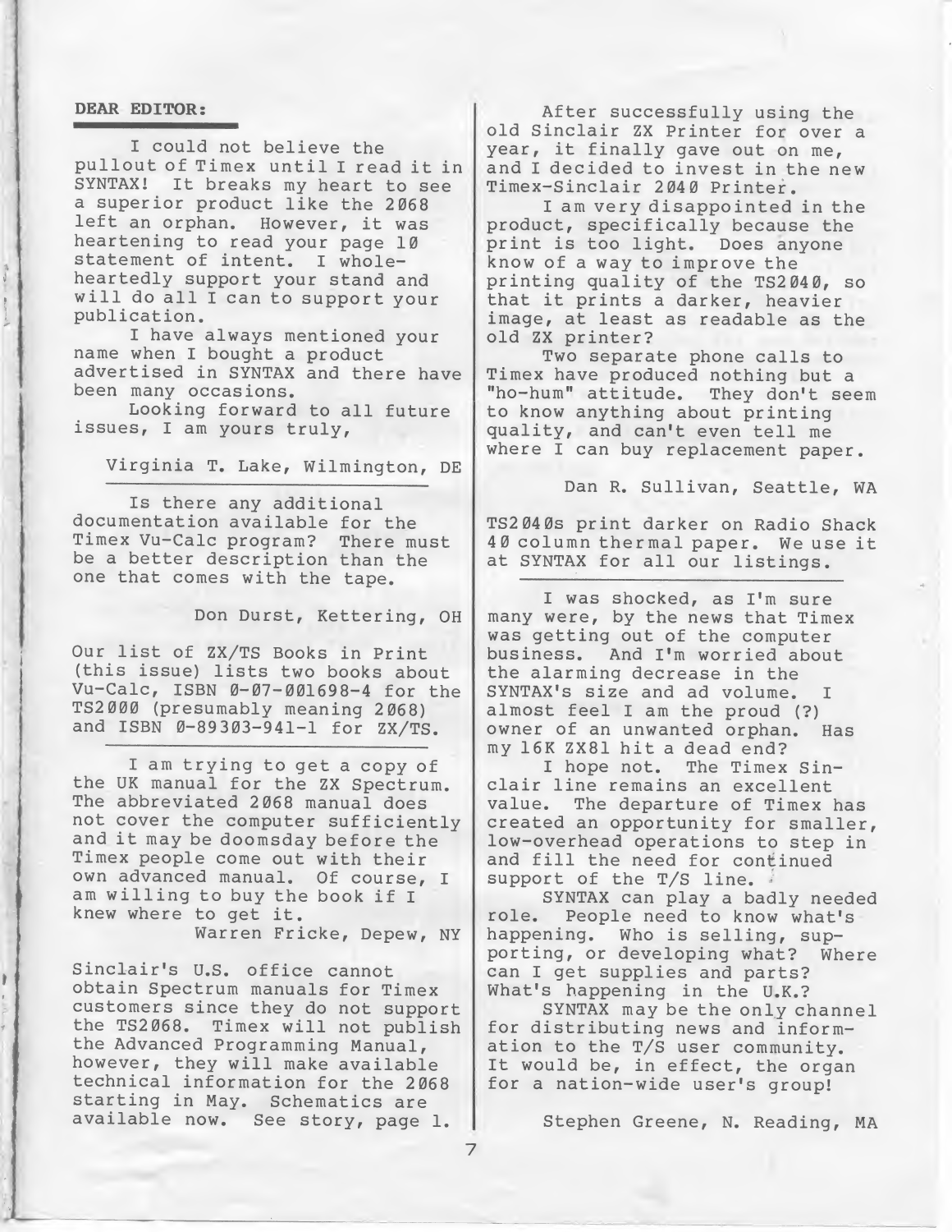## DEAR EDITOR:

I could not believe the pullout of Timex until I read it in SYNTAX! It breaks my heart to see a superior product like the 2068 left an orphan. However, it was heartening to read your page 10 statement of intent. I wholeheartedly support your stand and will do all I can to support your publication.

I have always mentioned your name when I bought a product advertised in SYNTAX and there have been many occasions.

Looking forward to all future issues, I am yours truly,

Virginia T. Lake, Wilmington, DE

---

Is there any additional documentation available for the Timex Vu-Calc program? There must be a better description than the one that comes with the tape.

Don Durst, Kettering, OH

Our list of ZX/TS Books in Print (this issue) lists two books about Vu-Calc, ISBN 0-07-001698-4 for the TS2000 (presumably meaning 2068) and ISBN 0-89303-941-1 for ZX/TS.

---

I am trying to get a copy of the UK manual for the ZX Spectrum. The abbreviated 2068 manual does not cover the computer sufficiently and it may be doomsday before the Timex people come out with their own advanced manual. Of course, I am willing to buy the book if I knew where to get it.

Warren Fricke, Depew, NY

Sinclair's U.S. office cannot obtain Spectrum manuals for Timex customers since they do not support the TS2068. Timex will not publish the Advanced Programming Manual, however, they will make available technical information for the 2068 starting in May. Schematics are available now. See story, page 1.

---

After successfully using the old Sinclair ZX Printer for over a year, it finally gave out on me, and I decided to invest in the new Timex-Sinclair 2040 Printer.

I am very disappointed in the product, specifically because the print is too light. Does anyone know of a way to improve the printing quality of the TS2040, so that it prints a darker, heavier image, at least as readable as the old ZX printer?

Two separate phone calls to Timex have produced nothing but a "ho-hum" attitude. They don't seem to know anything about printing quality, and can't even tell me where I can buy replacement paper.

Dan R. Sullivan, Seattle, WA

TS2040s print darker on Radio Shack 40 column thermal paper. We use it at SYNTAX for all our listings.

---

I was shocked, as I'm sure many were, by the news that Timex was getting out of the computer business. And I'm worried about the alarming decrease in the SYNTAX's size and ad volume. I almost feel I am the proud (?) owner of an unwanted orphan. Has my 16K ZX81 hit a dead end?

I hope not. The Timex Sinclair line remains an excellent value. The departure of Timex has created an opportunity for smaller, low-overhead operations to step in and fill the need for continued support of the T/S line.

SYNTAX can play a badly needed role. People need to know what's happening. Who is selling, supporting, or developing what? Where can I get supplies and parts? What's happening in the U.K.?

SYNTAX may be the only channel for distributing news and information to the T/S user community. It would be, in effect, the organ for a nation-wide user's group!

Stephen Greene, N. Reading, MA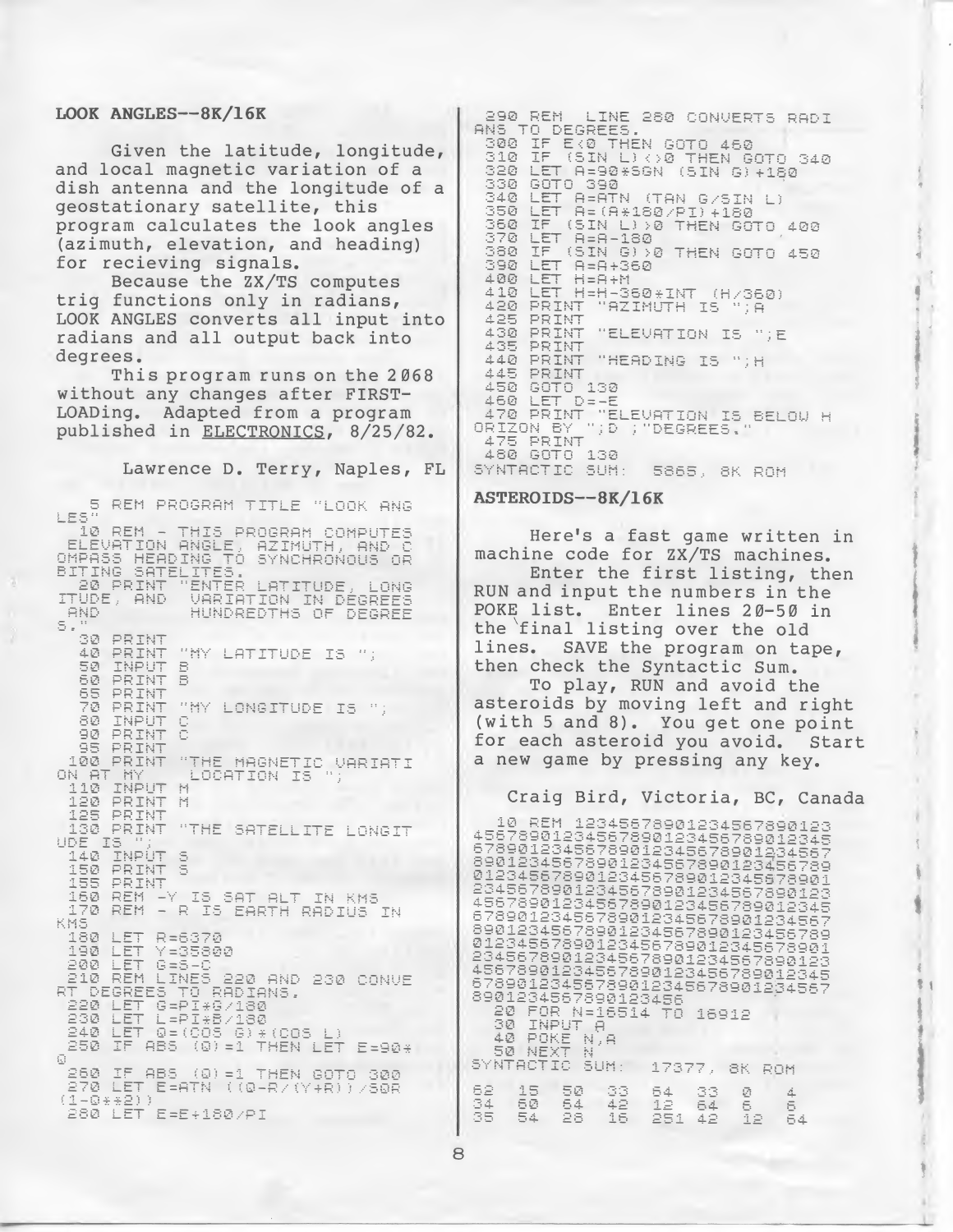## LOOK ANGLES--8K/16K

Given the latitude, longitude, and local magnetic variation of a dish antenna and the longitude of a geostationary satellite, this program calculates the look angles (azimuth, elevation, and heading) for recieving signals.

Because the ZX/TS computes trig functions only in radians, LOOK ANGLES converts all input into radians and all output back into degrees.

This program runs on the 2068 without any changes after FIRST-LOADing. Adapted from a program published in <u>ELECTRONICS</u>, 8/25/82.

Lawrence D. Terry, Naples, FL

```
   5 REM PROGRAM TITLE "LOOK ANG
LES"
  10 REM - THIS PROGRAM COMPUTES
 ELEVATION ANGLE, AZIMUTH, AND C
OMPASS HEADING TO SYNCHRONOUS OR
BITING SATELITES.
  20 PRINT "ENTER LATITUDE, LONG
ITUDE, AND  VARIATION IN DEGREES
 AND        HUNDREDTHS OF DEGREE
S."
  30 PRINT
  40 PRINT "MY LATITUDE IS ";
  50 INPUT B
  60 PRINT B
  65 PRINT
  70 PRINT "MY LONGITUDE IS ";
  80 INPUT C
  90 PRINT C
  95 PRINT
 100 PRINT "THE MAGNETIC VARIATI
ON AT MY     LOCATION IS ";
 110 INPUT M
 120 PRINT M
 125 PRINT
 130 PRINT "THE SATELLITE LONGIT
UDE IS ";
 140 INPUT S
 150 PRINT S
 155 PRINT
 160 REM -Y IS SAT ALT IN KMS
 170 REM - R IS EARTH RADIUS IN
KMS
 180 LET R=6370
 190 LET Y=35800
 200 LET G=S-C
 210 REM LINES 220 AND 230 CONVE
RT DEGREES TO RADIANS.
 220 LET G=PI*G/180
 230 LET L=PI*B/180
 240 LET Q=(COS G)*(COS L)
 250 IF ABS (Q)=1 THEN LET E=90*
Q
 260 IF ABS (Q)=1 THEN GOTO 300
 270 LET E=ATN ((Q-R/(Y+R))/SQR
(1-Q**2))
 280 LET E=E*180/PI
 290 REM  LINE 280 CONVERTS RADI
ANS TO DEGREES.
 300 IF E<0 THEN GOTO 460
 310 IF (SIN L)<>0 THEN GOTO 340
 320 LET A=90*SGN (SIN G)+180
 330 GOTO 390
 340 LET A=ATN (TAN G/SIN L)
 350 LET A=(A*180/PI)+180
 360 IF (SIN L)>0 THEN GOTO 400
 370 LET A=A-180
 380 IF (SIN G)>0 THEN GOTO 450
 390 LET A=A+360
 400 LET H=A+M
 410 LET H=H-360*INT (H/360)
 420 PRINT "AZIMUTH IS ";A
 425 PRINT
 430 PRINT "ELEVATION IS ";E
 435 PRINT
 440 PRINT "HEADING IS ";H
 445 PRINT
 450 GOTO 130
 460 LET D=-E
 470 PRINT "ELEVATION IS BELOW H
ORIZON BY ";D ;"DEGREES."
 475 PRINT
 480 GOTO 130
SYNTACTIC SUM:  5865, 8K ROM
```

## ASTEROIDS--8K/16K

Here's a fast game written in machine code for ZX/TS machines.

Enter the first listing, then RUN and input the numbers in the POKE list. Enter lines 20-50 in the final listing over the old lines. SAVE the program on tape, then check the Syntactic Sum.

To play, RUN and avoid the asteroids by moving left and right (with 5 and 8). You get one point for each asteroid you avoid. Start a new game by pressing any key.

Craig Bird, Victoria, BC, Canada

```
  10 REM 12345678901234567890123
4567890123456789012345678901234
5678901234567890123456789012345
6789012345678901234567890123456
7890123456789012345678901234567
8901234567890123456789012345678
9012345678901234567890123456789
0123456789012345678901234567890
1234567890123456789012345678901
2345678901234567890123456789012
3456789012345678901234567890123
4567890123456789012345678901234
5678901234567890123456
  20 FOR N=16514 TO 16912
  30 INPUT A
  40 POKE N,A
  50 NEXT N
SYNTACTIC SUM:   17377, 8K ROM
```

```
62   15   50   33   64   33   0    4
34   60   64   42   12   64   6    6
35   54   28   16   251  42   12   64
```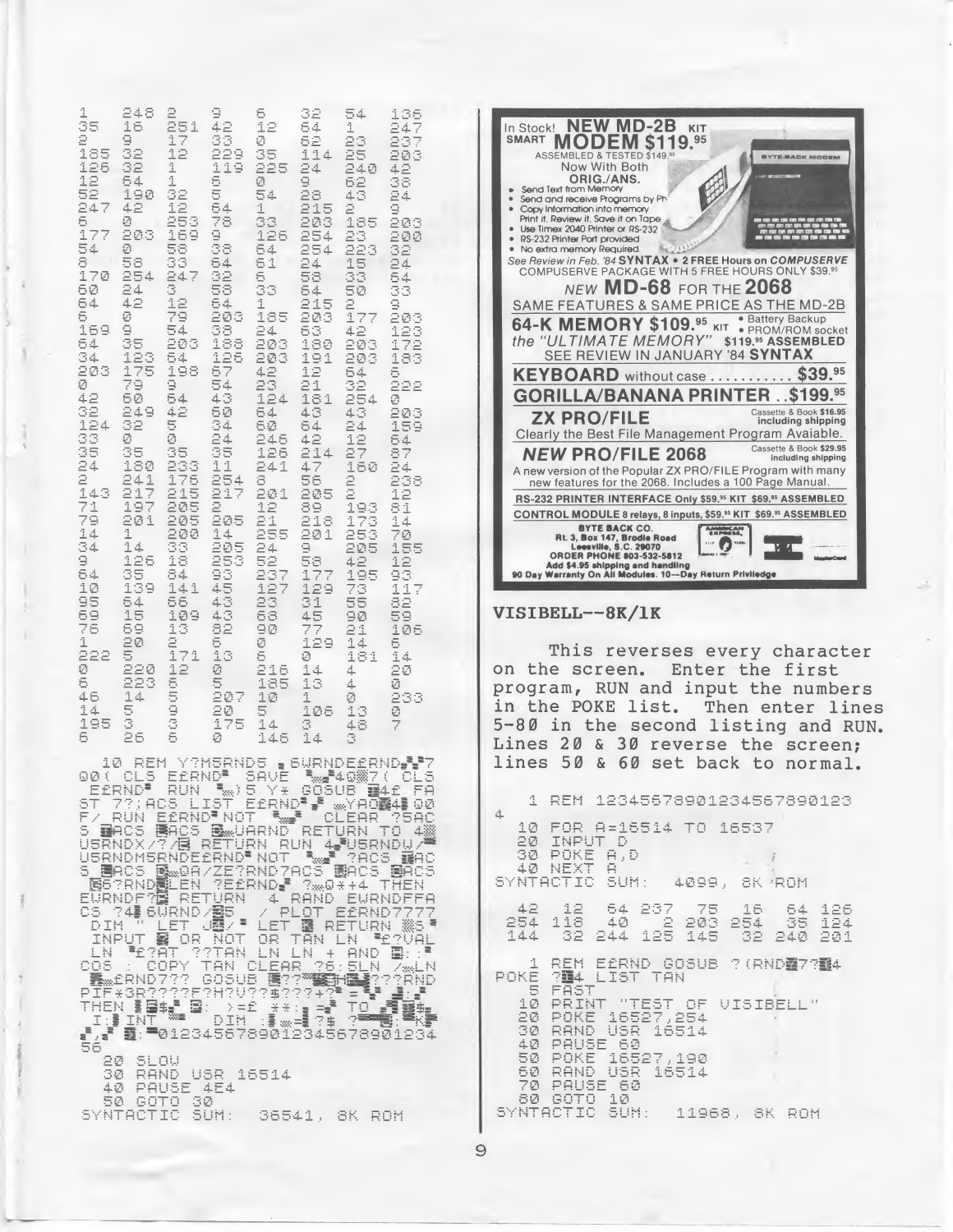```
1    248  2    9    6    32   54   136
35   16   251  42   12   64   1    247
2    9    17   33   0    62   23   237
185  32   12   229  35   114  25   203
126  32   1    119  225  24   240  42
12   64   1    6    0    9    62   38
52   190  32   5    54   28   43   24
247  42   12   64   1    215  2    9
6    0    253  78   33   203  185  203
177  203  169  9    126  254  23   200
54   0    58   38   64   254  223  32
8    58   33   64   61   24   15   24
170  254  247  32   6    58   33   64
60   24   3    58   33   64   50   33
64   42   12   64   1    215  2    9
6    0    79   203  185  203  177  203
169  9    54   38   24   63   42   123
64   35   203  188  203  180  203  172
34   123  64   126  203  191  203  183
203  175  198  57   42   12   64   6
0    79   9    54   23   21   32   222
42   60   64   43   124  181  254  0
32   249  42   60   64   43   43   203
124  32   5    34   60   64   24   159
33   0    0    24   246  42   12   64
35   35   35   35   126  214  27   87
24   180  233  11   241  47   160  24
2    241  176  254  8    56   2    238
143  217  215  217  201  205  2    12
71   197  205  2    12   89   193  81
79   201  205  205  21   218  173  14
14   1    200  14   255  201  253  70
34   14   33   205  24   9    205  155
9    126  18   253  52   58   42   12
64   35   84   93   237  177  195  93
10   139  141  45   127  129  73   117
95   64   66   43   23   31   55   82
69   15   109  43   68   45   90   59
76   69   13   82   90   77   21   106
1    20   2    6    0    129  14   6
222  5    171  13   6    0    181  14
0    220  12   0    216  14   4    20
6    223  6    5    185  13   4    0
46   14   5    207  10   1    0    233
14   5    9    20   5    106  13   0
195  3    3    175  14   3    48   7
6    26   6    0    146  14   3
```

```
  10 REM Y?M5RND5 6URNDE£RND  7
00( CLS E£RND  SAVE   40 7( CLS
 E£RND  RUN  )5 Y* GOSUB 4£ FA
ST ??;ACS LIST E£RND   YAD 4 00
F/ RUN E£RND NOT    CLEAR ?5AC
5  ACS  URND RETURN TO 4
U5RNDX/?/ RETURN RUN 4 U5RNDW/
U5RNDM5RNDE£RND NOT    ?ACS  AC
5  ACS  DA/ZE?RND7ACS  ACS  ACS
 6?RND LEN ?E£RND  ? 0*+4 THEN
 EURNDF? RETURN  4 RAND EURNDFFA
CS ?4 6URND/ 5  / PLOT E£RND7777
 DIM " LET J / LET  RETURN 5
 INPUT  OR NOT OR TAN LN  £?VAL
 LN  £?AT ??TAN LN LN + AND  :
COS : COPY TAN CLEAR ?6:SLN / LN
  £RND7?? GOSUB  ??   ???RND
PIF*3R????F?H?V??$???+?  =   :
THEN    :  >=£ **:  =  TO  $
 I: INT    DIM :  $  ?  :  K
  :  0123456789012345678901234
56
  20 SLOW
  30 RAND USR 16514
  40 PAUSE 4E4
  50 GOTO 30
SYNTACTIC SUM:  36541, 8K ROM
```

In Stock! **NEW MD-2B** KIT
SMART **MODEM $119.95**
ASSEMBLED & TESTED $149.95
Now With Both
ORIG./ANS.

- Send Text from Memory
- Send and receive Programs by Ph
- Copy Information into memory
  Print it, Review it, Save it on Tape
- Use Timex 2040 Printer or RS-232
- RS-232 Printer Port provided
- No extra memory Required.

*See Review in Feb. '84* **SYNTAX** • **2 FREE Hours on** ***COMPUSERVE***
COMPUSERVE PACKAGE WITH 5 FREE HOURS ONLY $39.95

***NEW*** **MD-68** FOR THE **2068**
SAME FEATURES & SAME PRICE AS THE MD-2B

**64-K MEMORY $109.95** KIT • Battery Backup • PROM/ROM socket
the "ULTIMATE MEMORY" **$119.95 ASSEMBLED**
SEE REVIEW IN JANUARY '84 **SYNTAX**

**KEYBOARD** without case ........... **$39.95**

**GORILLA/BANANA PRINTER** ..**$199.95**

**ZX PRO/FILE** — Cassette & Book $16.95 including shipping
Clearly the Best File Management Program Avaiable.

***NEW*** **PRO/FILE 2068** — Cassette & Book $29.95 including shipping
A new version of the Popular ZX PRO/FILE Program with many new features for the 2068. Includes a 100 Page Manual.

**RS-232 PRINTER INTERFACE** Only $59.95 KIT $69.95 ASSEMBLED

**CONTROL MODULE** 8 relays, 8 inputs, $59.95 KIT $69.95 ASSEMBLED

**BYTE BACK CO.**
Rt. 3, Box 147, Brodie Road
Leesville, S.C. 29070
ORDER PHONE 803-532-5812
Add $4.95 shipping and handling
90 Day Warranty On All Modules. 10—Day Return Privlledge

## VISIBELL--8K/1K

This reverses every character on the screen. Enter the first program, RUN and input the numbers in the POKE list. Then enter lines 5-80 in the second listing and RUN. Lines 20 & 30 reverse the screen; lines 50 & 60 set back to normal.

```
   1 REM 12345678901234567890123
4
  10 FOR A=16514 TO 16537
  20 INPUT D
  30 POKE A,D
  40 NEXT A
SYNTACTIC SUM:   4099, 8K ROM

  42   12   64  237   75   16   64  126
 254  118   40    2  203  254   35  124
 144   32  244  125  145   32  240  201

   1 REM E£RND GOSUB ?(RND 77? 4
POKE ? 4 LIST TAN
   5 FAST
  10 PRINT "TEST OF VISIBELL"
  20 POKE 16527,254
  30 RAND USR 16514
  40 PAUSE 60
  50 POKE 16527,190
  60 RAND USR 16514
  70 PAUSE 60
  80 GOTO 10
SYNTACTIC SUM:   11968, 8K ROM
```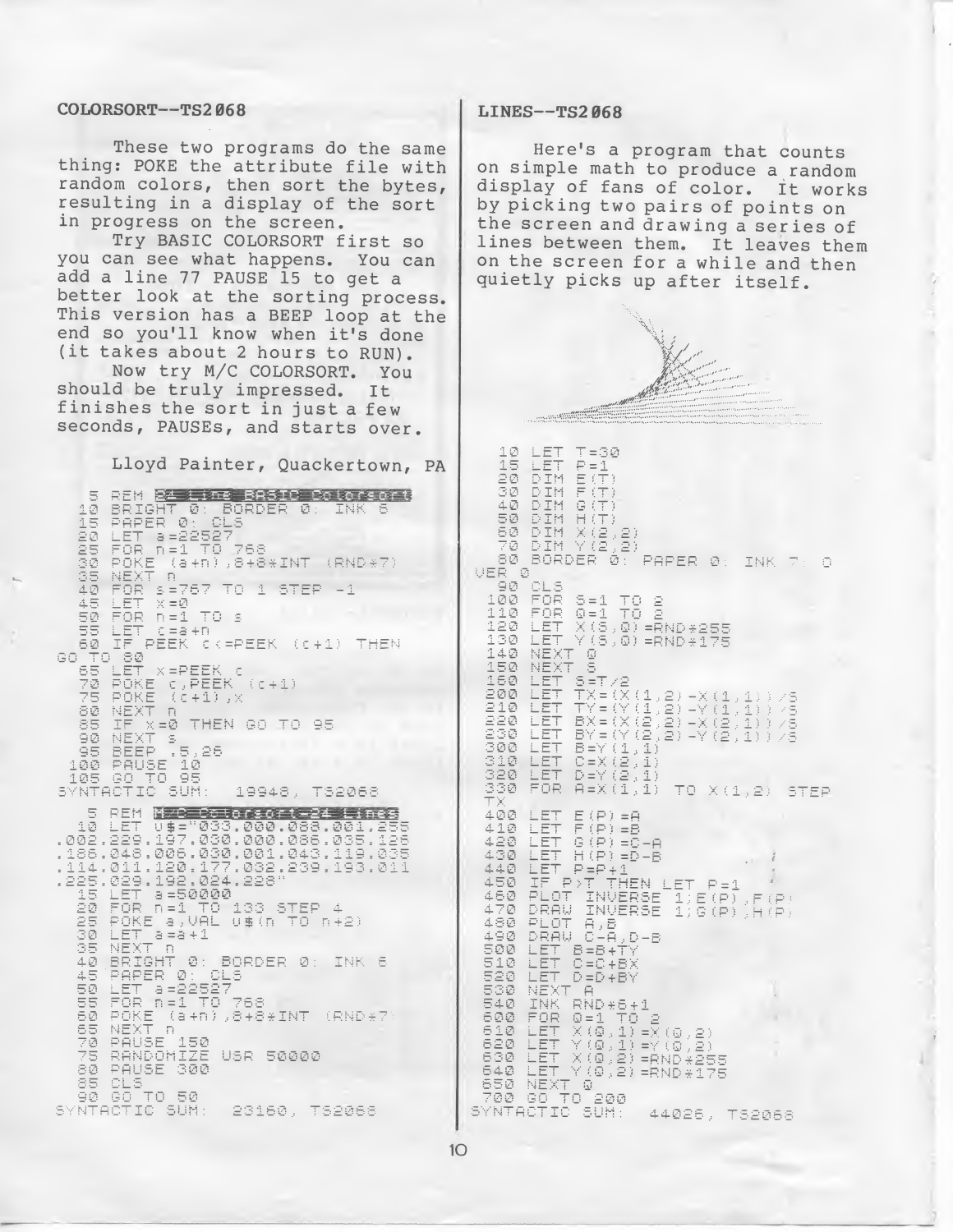## COLORSORT--TS2068

These two programs do the same thing: POKE the attribute file with random colors, then sort the bytes, resulting in a display of the sort in progress on the screen.

Try BASIC COLORSORT first so you can see what happens. You can add a line 77 PAUSE 15 to get a better look at the sorting process. This version has a BEEP loop at the end so you'll know when it's done (it takes about 2 hours to RUN).

Now try M/C COLORSORT. You should be truly impressed. It finishes the sort in just a few seconds, PAUSEs, and starts over.

Lloyd Painter, Quackertown, PA

```
   5 REM 24 Line BASIC Colorsort
  10 BRIGHT 0: BORDER 0: INK 6
  15 PAPER 0: CLS
  20 LET a=22527
  25 FOR n=1 TO 768
  30 POKE (a+n),8+8*INT (RND*7)
  35 NEXT n
  40 FOR s=767 TO 1 STEP -1
  45 LET x=0
  50 FOR n=1 TO s
  55 LET c=a+n
  60 IF PEEK c<=PEEK (c+1) THEN
GO TO 80
  65 LET x=PEEK c
  70 POKE c,PEEK (c+1)
  75 POKE (c+1),x
  80 NEXT n
  85 IF x=0 THEN GO TO 95
  90 NEXT s
  95 BEEP .5,26
 100 PAUSE 10
 105 GO TO 95
SYNTACTIC SUM:  19948, TS2068
```

```
   5 REM M/C Colorsort-24 Lines
  10 LET u$="033.000.088.001.255
.002.229.197.030.000.086.035.126
.186.048.006.030.001.043.119.035
.114.011.120.177.032.239.193.011
.225.029.192.024.228"
  15 LET a=50000
  20 FOR n=1 TO 133 STEP 4
  25 POKE a,VAL u$(n TO n+2)
  30 LET a=a+1
  35 NEXT n
  40 BRIGHT 0: BORDER 0: INK 6
  45 PAPER 0: CLS
  50 LET a=22527
  55 FOR n=1 TO 768
  60 POKE (a+n),8+8*INT (RND*7)
  65 NEXT n
  70 PAUSE 150
  75 RANDOMIZE USR 50000
  80 PAUSE 300
  85 CLS
  90 GO TO 50
SYNTACTIC SUM:  23160, TS2068
```

## LINES--TS2068

Here's a program that counts on simple math to produce a random display of fans of color. It works by picking two pairs of points on the screen and drawing a series of lines between them. It leaves them on the screen for a while and then quietly picks up after itself.

```
  10 LET T=30
  15 LET P=1
  20 DIM E(T)
  30 DIM F(T)
  40 DIM G(T)
  50 DIM H(T)
  60 DIM X(2,2)
  70 DIM Y(2,2)
  80 BORDER 0: PAPER 0: INK 7: O
VER 0
  90 CLS
 100 FOR S=1 TO 2
 110 FOR Q=1 TO 2
 120 LET X(S,Q)=RND*255
 130 LET Y(S,Q)=RND*175
 140 NEXT Q
 150 NEXT S
 160 LET S=T/2
 200 LET TX=(X(1,2)-X(1,1))/S
 210 LET TY=(Y(1,2)-Y(1,1))/S
 220 LET BX=(X(2,2)-X(2,1))/S
 230 LET BY=(Y(2,2)-Y(2,1))/S
 300 LET B=Y(1,1)
 310 LET C=X(2,1)
 320 LET D=Y(2,1)
 330 FOR A=X(1,1) TO X(1,2) STEP
TX
 400 LET E(P)=A
 410 LET F(P)=B
 420 LET G(P)=C-A
 430 LET H(P)=D-B
 440 LET P=P+1
 450 IF P>T THEN LET P=1
 460 PLOT INVERSE 1;E(P),F(P)
 470 DRAW INVERSE 1;G(P),H(P)
 480 PLOT A,B
 490 DRAW C-A,D-B
 500 LET B=B+TY
 510 LET C=C+BX
 520 LET D=D+BY
 530 NEXT A
 540 INK RND*6+1
 600 FOR Q=1 TO 2
 610 LET X(Q,1)=X(Q,2)
 620 LET Y(Q,1)=Y(Q,2)
 630 LET X(Q,2)=RND*255
 640 LET Y(Q,2)=RND*175
 650 NEXT Q
 700 GO TO 200
SYNTACTIC SUM:  44026, TS2068
```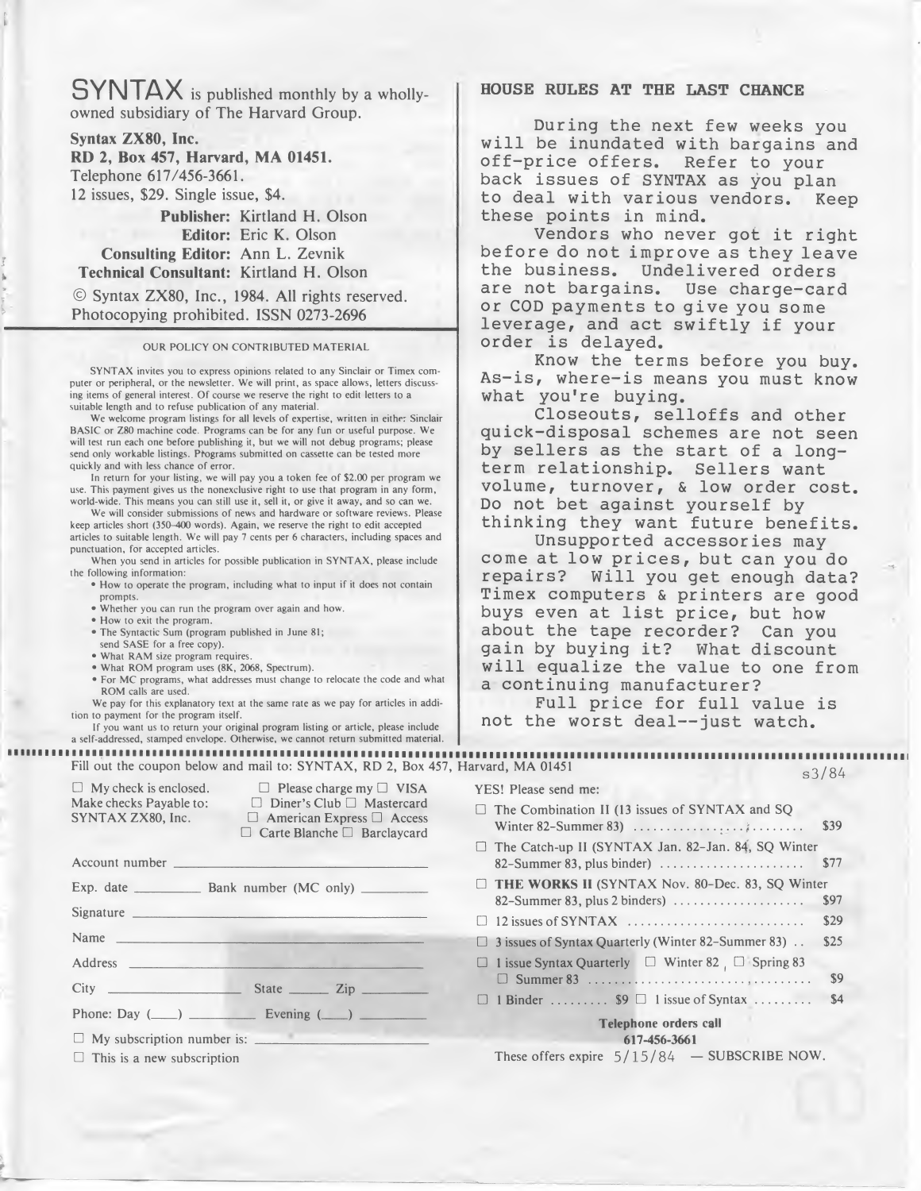**SYNTAX** is published monthly by a wholly-owned subsidiary of The Harvard Group.

**Syntax ZX80, Inc.**
**RD 2, Box 457, Harvard, MA 01451.**
Telephone 617/456-3661.
12 issues, $29. Single issue, $4.

**Publisher:** Kirtland H. Olson
**Editor:** Eric K. Olson
**Consulting Editor:** Ann L. Zevnik
**Technical Consultant:** Kirtland H. Olson

© Syntax ZX80, Inc., 1984. All rights reserved. Photocopying prohibited. ISSN 0273-2696

### OUR POLICY ON CONTRIBUTED MATERIAL

SYNTAX invites you to express opinions related to any Sinclair or Timex computer or peripheral, or the newsletter. We will print, as space allows, letters discussing items of general interest. Of course we reserve the right to edit letters to a suitable length and to refuse publication of any material.

We welcome program listings for all levels of expertise, written in either Sinclair BASIC or Z80 machine code. Programs can be for any fun or useful purpose. We will test run each one before publishing it, but we will not debug programs; please send only workable listings. Programs submitted on cassette can be tested more quickly and with less chance of error.

In return for your listing, we will pay you a token fee of $2.00 per program we use. This payment gives us the nonexclusive right to use that program in any form, world-wide. This means you can still use it, sell it, or give it away, and so can we.

We will consider submissions of news and hardware or software reviews. Please keep articles short (350-400 words). Again, we reserve the right to edit accepted articles to suitable length. We will pay 7 cents per 6 characters, including spaces and punctuation, for accepted articles.

When you send in articles for possible publication in SYNTAX, please include the following information:

- How to operate the program, including what to input if it does not contain prompts.
- Whether you can run the program over again and how.
- How to exit the program.
- The Syntactic Sum (program published in June 81; send SASE for a free copy).
- What RAM size program requires.
- What ROM program uses (8K, 2068, Spectrum).
- For MC programs, what addresses must change to relocate the code and what ROM calls are used.

We pay for this explanatory text at the same rate as we pay for articles in addition to payment for the program itself.

If you want us to return your original program listing or article, please include a self-addressed, stamped envelope. Otherwise, we cannot return submitted material.

## HOUSE RULES AT THE LAST CHANCE

During the next few weeks you will be inundated with bargains and off-price offers. Refer to your back issues of SYNTAX as you plan to deal with various vendors. Keep these points in mind.

Vendors who never got it right before do not improve as they leave the business. Undelivered orders are not bargains. Use charge-card or COD payments to give you some leverage, and act swiftly if your order is delayed.

Know the terms before you buy. As-is, where-is means you must know what you're buying.

Closeouts, selloffs and other quick-disposal schemes are not seen by sellers as the start of a long-term relationship. Sellers want volume, turnover, & low order cost. Do not bet against yourself by thinking they want future benefits.

Unsupported accessories may come at low prices, but can you do repairs? Will you get enough data? Timex computers & printers are good buys even at list price, but how about the tape recorder? Can you gain by buying it? What discount will equalize the value to one from a continuing manufacturer?

Full price for full value is not the worst deal--just watch.

---

Fill out the coupon below and mail to: SYNTAX, RD 2, Box 457, Harvard, MA 01451 — s3/84

☐ My check is enclosed. Make checks Payable to: SYNTAX ZX80, Inc.

☐ Please charge my ☐ VISA ☐ Diner's Club ☐ Mastercard ☐ American Express ☐ Access ☐ Carte Blanche ☐ Barclaycard

Account number ______________________

Exp. date ________ Bank number (MC only) ________

Signature ______________________

Name ______________________

Address ______________________

City ____________ State ______ Zip ________

Phone: Day (___) ________ Evening (___) ________

☐ My subscription number is: ______________

☐ This is a new subscription

YES! Please send me:

- ☐ The Combination II (13 issues of SYNTAX and SQ Winter 82–Summer 83) .......... $39
- ☐ The Catch-up II (SYNTAX Jan. 82–Jan. 84, SQ Winter 82–Summer 83, plus binder) .......... $77
- ☐ **THE WORKS II** (SYNTAX Nov. 80–Dec. 83, SQ Winter 82–Summer 83, plus 2 binders) .......... $97
- ☐ 12 issues of SYNTAX .......... $29
- ☐ 3 issues of Syntax Quarterly (Winter 82–Summer 83) .. $25
- ☐ 1 issue Syntax Quarterly ☐ Winter 82 ☐ Spring 83 ☐ Summer 83 .......... $9
- ☐ 1 Binder ......... $9 ☐ 1 issue of Syntax ......... $4

**Telephone orders call**
**617-456-3661**

These offers expire 5/15/84 — SUBSCRIBE NOW.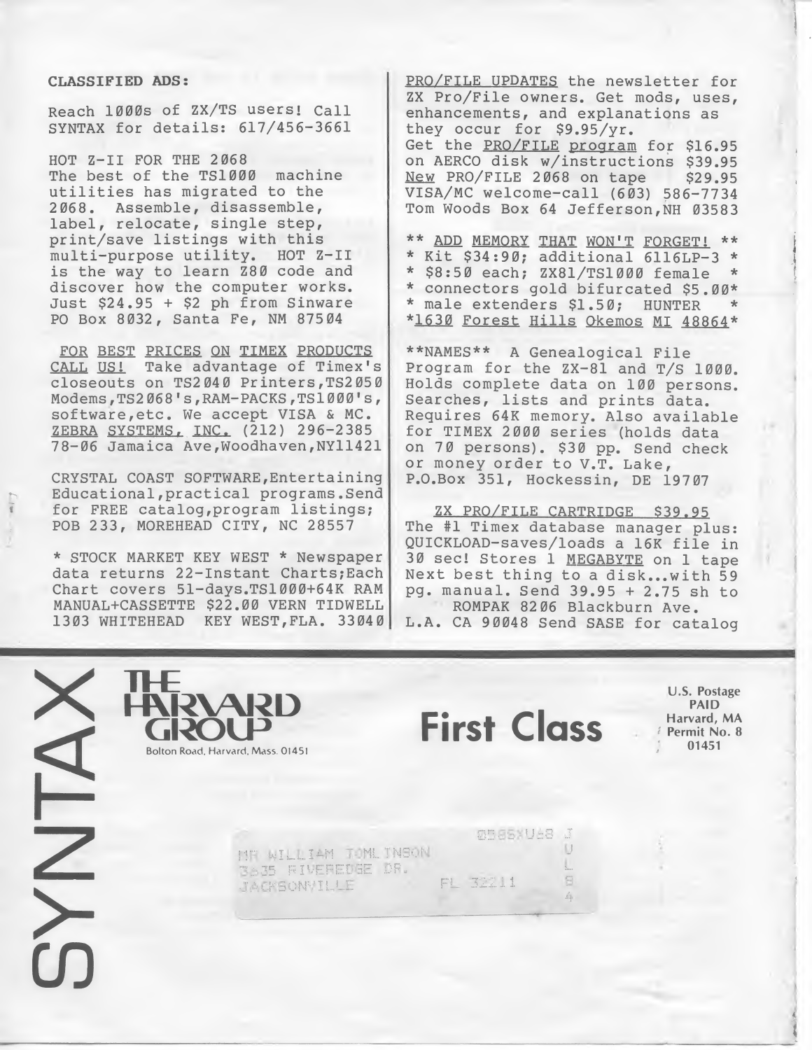**CLASSIFIED ADS:**

Reach 1000s of ZX/TS users! Call SYNTAX for details: 617/456-3661

HOT Z-II FOR THE 2068
The best of the TS1000 machine utilities has migrated to the 2068. Assemble, disassemble, label, relocate, single step, print/save listings with this multi-purpose utility. HOT Z-II is the way to learn Z80 code and discover how the computer works. Just $24.95 + $2 ph from Sinware PO Box 8032, Santa Fe, NM 87504

FOR BEST PRICES ON TIMEX PRODUCTS CALL US! Take advantage of Timex's closeouts on TS2040 Printers, TS2050 Modems, TS2068's, RAM-PACKS, TS1000's, software, etc. We accept VISA & MC. ZEBRA SYSTEMS, INC. (212) 296-2385 78-06 Jamaica Ave, Woodhaven, NY11421

CRYSTAL COAST SOFTWARE, Entertaining Educational, practical programs. Send for FREE catalog, program listings; POB 233, MOREHEAD CITY, NC 28557

* STOCK MARKET KEY WEST * Newspaper data returns 22-Instant Charts; Each Chart covers 51-days. TS1000+64K RAM MANUAL+CASSETTE $22.00 VERN TIDWELL 1303 WHITEHEAD KEY WEST, FLA. 33040

PRO/FILE UPDATES the newsletter for ZX Pro/File owners. Get mods, uses, enhancements, and explanations as they occur for $9.95/yr.
Get the PRO/FILE program for $16.95 on AERCO disk w/instructions $39.95
New PRO/FILE 2068 on tape $29.95
VISA/MC welcome-call (603) 586-7734
Tom Woods Box 64 Jefferson, NH 03583

** ADD MEMORY THAT WON'T FORGET! **
* Kit $34:90; additional 6116LP-3 *
* $8:50 each; ZX81/TS1000 female *
* connectors gold bifurcated $5.00*
* male extenders $1.50; HUNTER *
*1630 Forest Hills Okemos MI 48864*

**NAMES** A Genealogical File Program for the ZX-81 and T/S 1000. Holds complete data on 100 persons. Searches, lists and prints data. Requires 64K memory. Also available for TIMEX 2000 series (holds data on 70 persons). $30 pp. Send check or money order to V.T. Lake, P.O.Box 351, Hockessin, DE 19707

ZX PRO/FILE CARTRIDGE $39.95
The #1 Timex database manager plus: QUICKLOAD-saves/loads a 16K file in 30 sec! Stores 1 MEGABYTE on 1 tape Next best thing to a disk...with 59 pg. manual. Send 39.95 + 2.75 sh to ROMPAK 8206 Blackburn Ave. L.A. CA 90048 Send SASE for catalog

SYNTAX

THE HARVARD GROUP
Bolton Road, Harvard, Mass. 01451

First Class

U.S. Postage
PAID
Harvard, MA
Permit No. 8
01451

0585XU68 JUL 84
MR WILLIAM TOMLINSON
3635 RIVEREDGE DR.
JACKSONVILLE FL 32211